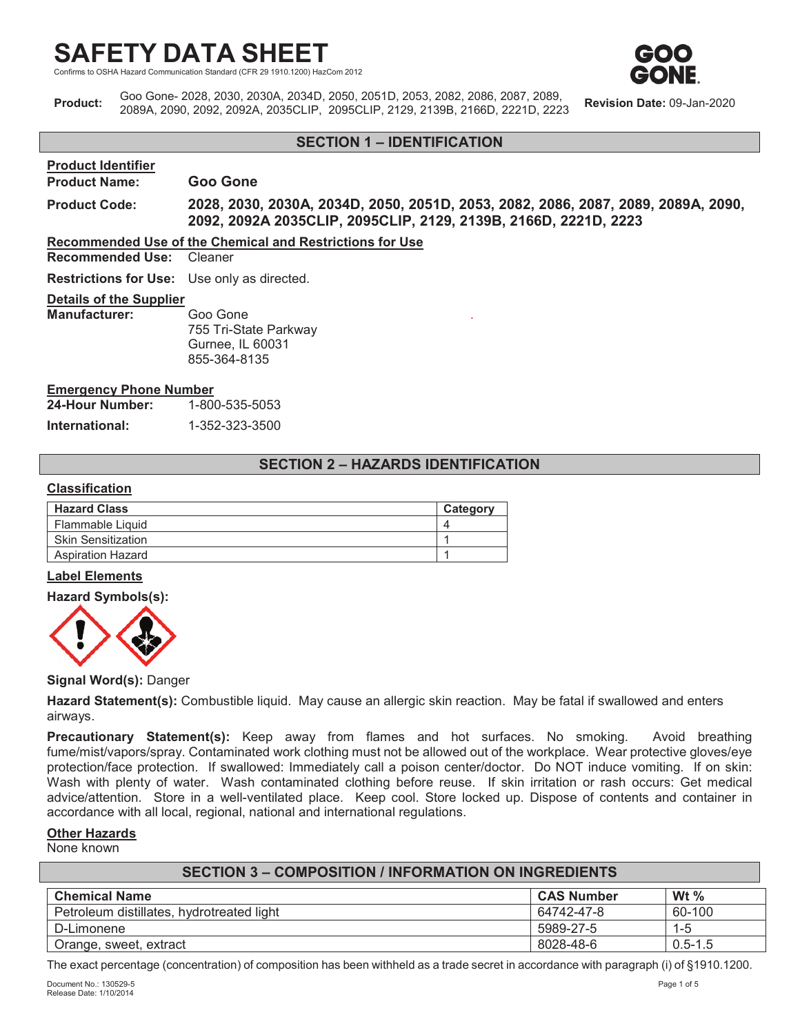# SAFETY DATA SHEET

Confirms to OSHA Hazard Communication Standard (CFR 29 1910.1200) HazCom 2012

**Product:** Goo Gone- 2028, 2030, 2030A, 2034D, 2050, 2051D, 2053, 2082, 2086, 2087, 2089, 2089A, 2090, 2092, 2092A, 2035CLIP, 2095CLIP, 2129, 2139B, 2166D, 2221D, 2223

**Revision Date:** 09-Jan-2020

## SECTION 1 – IDENTIFICATION

**Product Identifier**

**Product Name:** **Goo Gone**

**Product Code:** **2028, 2030, 2030A, 2034D, 2050, 2051D, 2053, 2082, 2086, 2087, 2089, 2089A, 2090, 2092, 2092A 2035CLIP, 2095CLIP, 2129, 2139B, 2166D, 2221D, 2223**

**Recommended Use of the Chemical and Restrictions for Use**

**Recommended Use:** Cleaner

**Restrictions for Use:** Use only as directed.

**Details of the Supplier**

**Manufacturer:** Goo Gone
755 Tri-State Parkway
Gurnee, IL 60031
855-364-8135

**Emergency Phone Number**

**24-Hour Number:** 1-800-535-5053

**International:** 1-352-323-3500

## SECTION 2 – HAZARDS IDENTIFICATION

**Classification**

| Hazard Class | Category |
|---|---|
| Flammable Liquid | 4 |
| Skin Sensitization | 1 |
| Aspiration Hazard | 1 |

**Label Elements**

**Hazard Symbols(s):**

**Signal Word(s):** Danger

**Hazard Statement(s):** Combustible liquid. May cause an allergic skin reaction. May be fatal if swallowed and enters airways.

**Precautionary Statement(s):** Keep away from flames and hot surfaces. No smoking. Avoid breathing fume/mist/vapors/spray. Contaminated work clothing must not be allowed out of the workplace. Wear protective gloves/eye protection/face protection. If swallowed: Immediately call a poison center/doctor. Do NOT induce vomiting. If on skin: Wash with plenty of water. Wash contaminated clothing before reuse. If skin irritation or rash occurs: Get medical advice/attention. Store in a well-ventilated place. Keep cool. Store locked up. Dispose of contents and container in accordance with all local, regional, national and international regulations.

**Other Hazards**

None known

## SECTION 3 – COMPOSITION / INFORMATION ON INGREDIENTS

| Chemical Name | CAS Number | Wt % |
|---|---|---|
| Petroleum distillates, hydrotreated light | 64742-47-8 | 60-100 |
| D-Limonene | 5989-27-5 | 1-5 |
| Orange, sweet, extract | 8028-48-6 | 0.5-1.5 |

The exact percentage (concentration) of composition has been withheld as a trade secret in accordance with paragraph (i) of §1910.1200.

Document No.: 130529-5
Release Date: 1/10/2014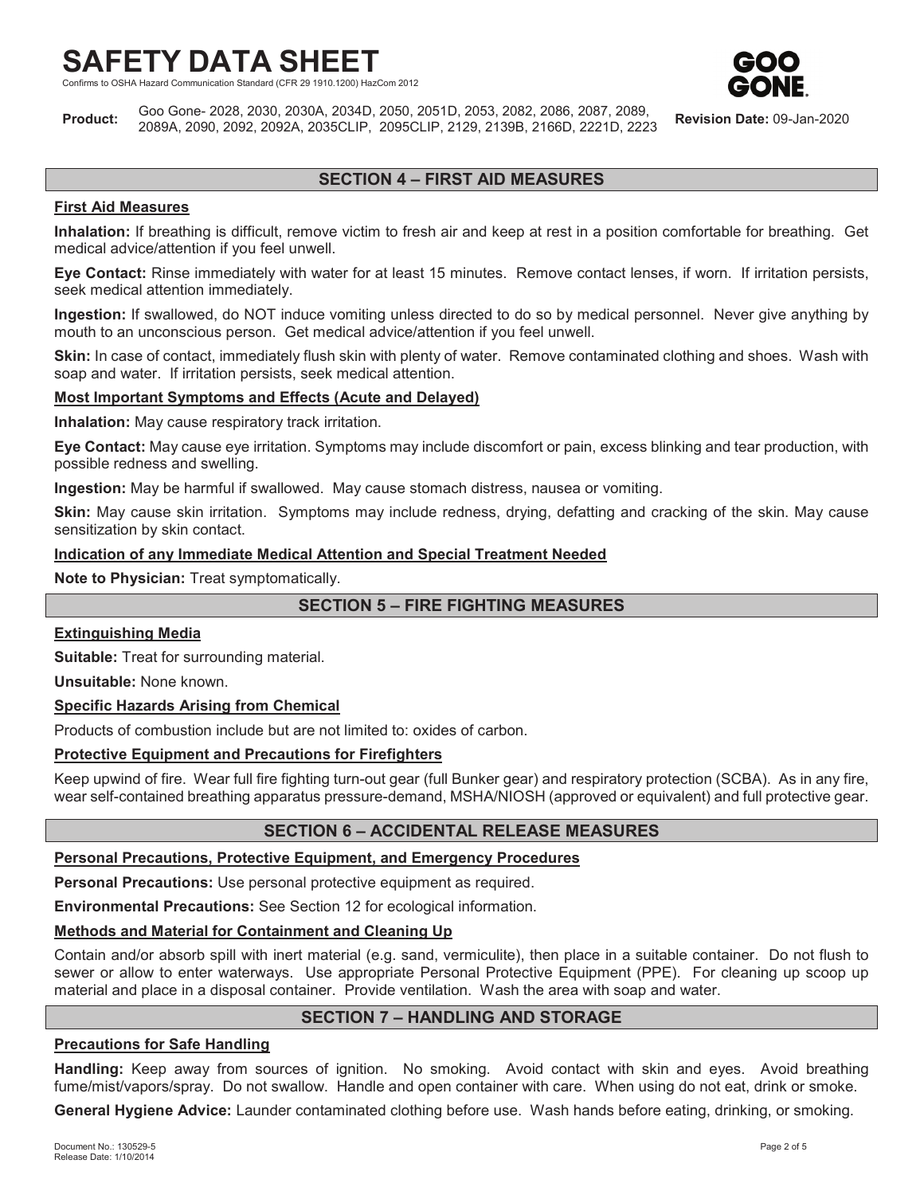# SAFETY DATA SHEET

Confirms to OSHA Hazard Communication Standard (CFR 29 1910.1200) HazCom 2012

**Product:** Goo Gone- 2028, 2030, 2030A, 2034D, 2050, 2051D, 2053, 2082, 2086, 2087, 2089, 2089A, 2090, 2092, 2092A, 2035CLIP, 2095CLIP, 2129, 2139B, 2166D, 2221D, 2223

**Revision Date:** 09-Jan-2020

## SECTION 4 – FIRST AID MEASURES

### First Aid Measures

**Inhalation:** If breathing is difficult, remove victim to fresh air and keep at rest in a position comfortable for breathing. Get medical advice/attention if you feel unwell.

**Eye Contact:** Rinse immediately with water for at least 15 minutes. Remove contact lenses, if worn. If irritation persists, seek medical attention immediately.

**Ingestion:** If swallowed, do NOT induce vomiting unless directed to do so by medical personnel. Never give anything by mouth to an unconscious person. Get medical advice/attention if you feel unwell.

**Skin:** In case of contact, immediately flush skin with plenty of water. Remove contaminated clothing and shoes. Wash with soap and water. If irritation persists, seek medical attention.

### Most Important Symptoms and Effects (Acute and Delayed)

**Inhalation:** May cause respiratory track irritation.

**Eye Contact:** May cause eye irritation. Symptoms may include discomfort or pain, excess blinking and tear production, with possible redness and swelling.

**Ingestion:** May be harmful if swallowed. May cause stomach distress, nausea or vomiting.

**Skin:** May cause skin irritation. Symptoms may include redness, drying, defatting and cracking of the skin. May cause sensitization by skin contact.

### Indication of any Immediate Medical Attention and Special Treatment Needed

**Note to Physician:** Treat symptomatically.

## SECTION 5 – FIRE FIGHTING MEASURES

### Extinguishing Media

**Suitable:** Treat for surrounding material.

**Unsuitable:** None known.

### Specific Hazards Arising from Chemical

Products of combustion include but are not limited to: oxides of carbon.

### Protective Equipment and Precautions for Firefighters

Keep upwind of fire. Wear full fire fighting turn-out gear (full Bunker gear) and respiratory protection (SCBA). As in any fire, wear self-contained breathing apparatus pressure-demand, MSHA/NIOSH (approved or equivalent) and full protective gear.

## SECTION 6 – ACCIDENTAL RELEASE MEASURES

### Personal Precautions, Protective Equipment, and Emergency Procedures

**Personal Precautions:** Use personal protective equipment as required.

**Environmental Precautions:** See Section 12 for ecological information.

### Methods and Material for Containment and Cleaning Up

Contain and/or absorb spill with inert material (e.g. sand, vermiculite), then place in a suitable container. Do not flush to sewer or allow to enter waterways. Use appropriate Personal Protective Equipment (PPE). For cleaning up scoop up material and place in a disposal container. Provide ventilation. Wash the area with soap and water.

## SECTION 7 – HANDLING AND STORAGE

### Precautions for Safe Handling

**Handling:** Keep away from sources of ignition. No smoking. Avoid contact with skin and eyes. Avoid breathing fume/mist/vapors/spray. Do not swallow. Handle and open container with care. When using do not eat, drink or smoke.

**General Hygiene Advice:** Launder contaminated clothing before use. Wash hands before eating, drinking, or smoking.

Document No.: 130529-5
Release Date: 1/10/2014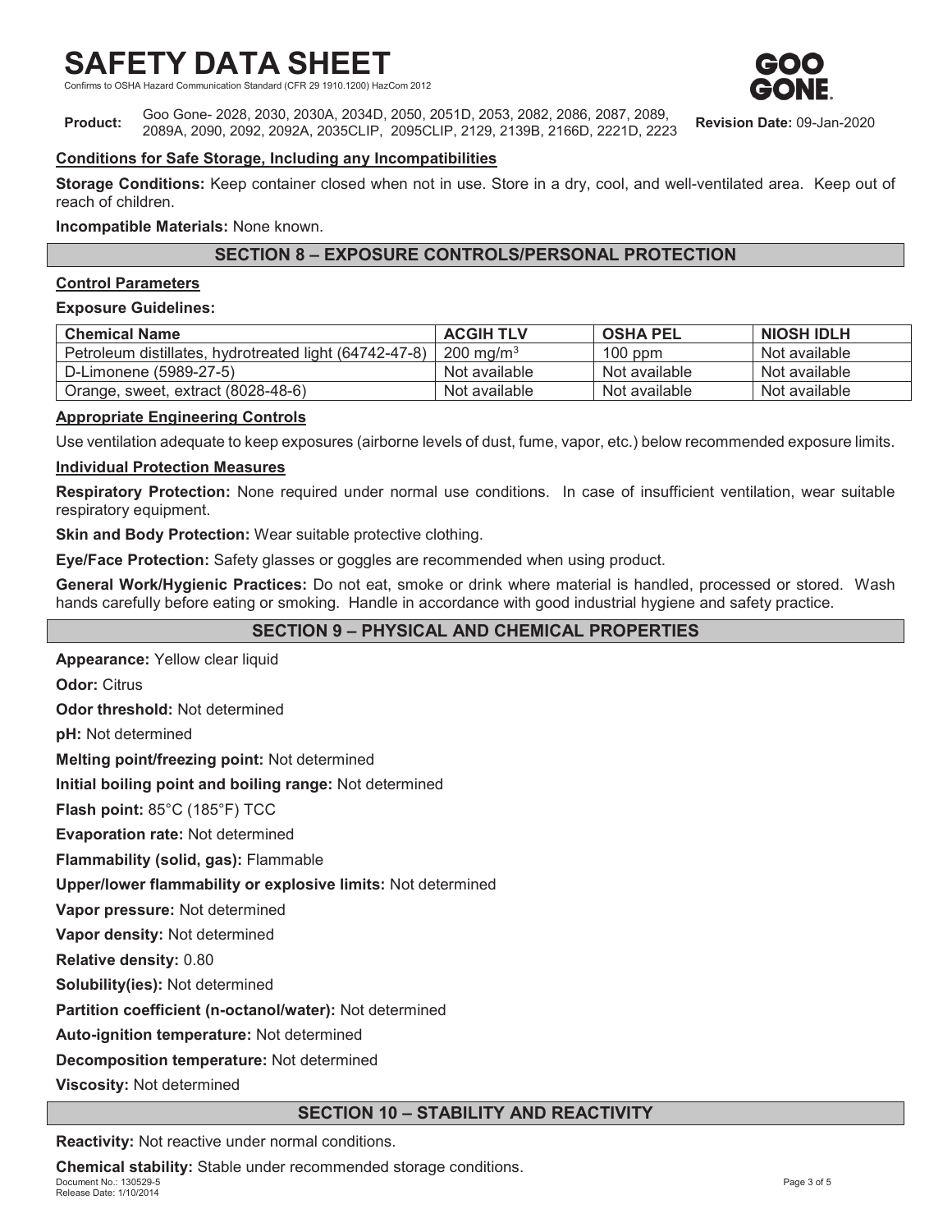### Conditions for Safe Storage, Including any Incompatibilities

**Storage Conditions:** Keep container closed when not in use. Store in a dry, cool, and well-ventilated area. Keep out of reach of children.

**Incompatible Materials:** None known.

## SECTION 8 – EXPOSURE CONTROLS/PERSONAL PROTECTION

### Control Parameters

**Exposure Guidelines:**

| Chemical Name | ACGIH TLV | OSHA PEL | NIOSH IDLH |
|---|---|---|---|
| Petroleum distillates, hydrotreated light (64742-47-8) | 200 $mg/m^3$ | 100 ppm | Not available |
| D-Limonene (5989-27-5) | Not available | Not available | Not available |
| Orange, sweet, extract (8028-48-6) | Not available | Not available | Not available |

### Appropriate Engineering Controls

Use ventilation adequate to keep exposures (airborne levels of dust, fume, vapor, etc.) below recommended exposure limits.

### Individual Protection Measures

**Respiratory Protection:** None required under normal use conditions. In case of insufficient ventilation, wear suitable respiratory equipment.

**Skin and Body Protection:** Wear suitable protective clothing.

**Eye/Face Protection:** Safety glasses or goggles are recommended when using product.

**General Work/Hygienic Practices:** Do not eat, smoke or drink where material is handled, processed or stored. Wash hands carefully before eating or smoking. Handle in accordance with good industrial hygiene and safety practice.

## SECTION 9 – PHYSICAL AND CHEMICAL PROPERTIES

**Appearance:** Yellow clear liquid

**Odor:** Citrus

**Odor threshold:** Not determined

**pH:** Not determined

**Melting point/freezing point:** Not determined

**Initial boiling point and boiling range:** Not determined

**Flash point:** 85°C (185°F) TCC

**Evaporation rate:** Not determined

**Flammability (solid, gas):** Flammable

**Upper/lower flammability or explosive limits:** Not determined

**Vapor pressure:** Not determined

**Vapor density:** Not determined

**Relative density:** 0.80

**Solubility(ies):** Not determined

**Partition coefficient (n-octanol/water):** Not determined

**Auto-ignition temperature:** Not determined

**Decomposition temperature:** Not determined

**Viscosity:** Not determined

## SECTION 10 – STABILITY AND REACTIVITY

**Reactivity:** Not reactive under normal conditions.

**Chemical stability:** Stable under recommended storage conditions.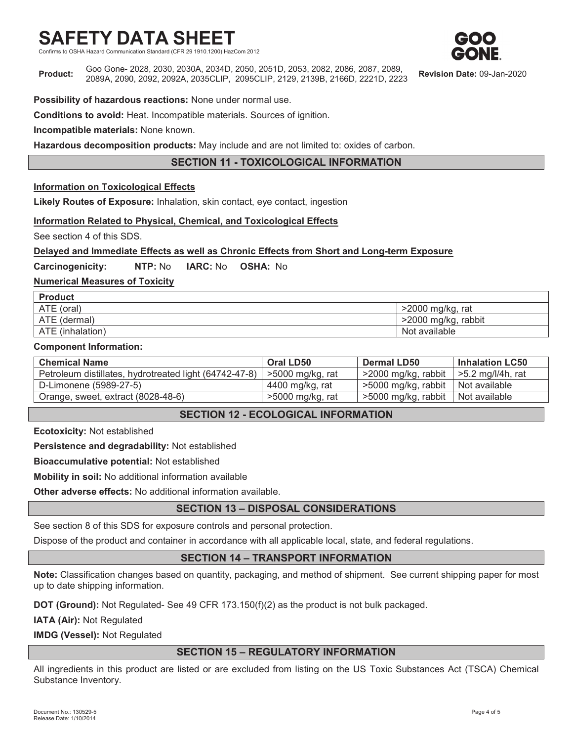**Possibility of hazardous reactions:** None under normal use.

**Conditions to avoid:** Heat. Incompatible materials. Sources of ignition.

**Incompatible materials:** None known.

**Hazardous decomposition products:** May include and are not limited to: oxides of carbon.

## SECTION 11 - TOXICOLOGICAL INFORMATION

**Information on Toxicological Effects**

**Likely Routes of Exposure:** Inhalation, skin contact, eye contact, ingestion

**Information Related to Physical, Chemical, and Toxicological Effects**

See section 4 of this SDS.

**Delayed and Immediate Effects as well as Chronic Effects from Short and Long-term Exposure**

**Carcinogenicity:** **NTP:** No **IARC:** No **OSHA:** No

**Numerical Measures of Toxicity**

| Product | |
|---|---|
| ATE (oral) | >2000 mg/kg, rat |
| ATE (dermal) | >2000 mg/kg, rabbit |
| ATE (inhalation) | Not available |

**Component Information:**

| Chemical Name | Oral LD50 | Dermal LD50 | Inhalation LC50 |
|---|---|---|---|
| Petroleum distillates, hydrotreated light (64742-47-8) | >5000 mg/kg, rat | >2000 mg/kg, rabbit | >5.2 mg/l/4h, rat |
| D-Limonene (5989-27-5) | 4400 mg/kg, rat | >5000 mg/kg, rabbit | Not available |
| Orange, sweet, extract (8028-48-6) | >5000 mg/kg, rat | >5000 mg/kg, rabbit | Not available |

## SECTION 12 - ECOLOGICAL INFORMATION

**Ecotoxicity:** Not established

**Persistence and degradability:** Not established

**Bioaccumulative potential:** Not established

**Mobility in soil:** No additional information available

**Other adverse effects:** No additional information available.

## SECTION 13 – DISPOSAL CONSIDERATIONS

See section 8 of this SDS for exposure controls and personal protection.

Dispose of the product and container in accordance with all applicable local, state, and federal regulations.

## SECTION 14 – TRANSPORT INFORMATION

**Note:** Classification changes based on quantity, packaging, and method of shipment. See current shipping paper for most up to date shipping information.

**DOT (Ground):** Not Regulated- See 49 CFR 173.150(f)(2) as the product is not bulk packaged.

**IATA (Air):** Not Regulated

**IMDG (Vessel):** Not Regulated

## SECTION 15 – REGULATORY INFORMATION

All ingredients in this product are listed or are excluded from listing on the US Toxic Substances Act (TSCA) Chemical Substance Inventory.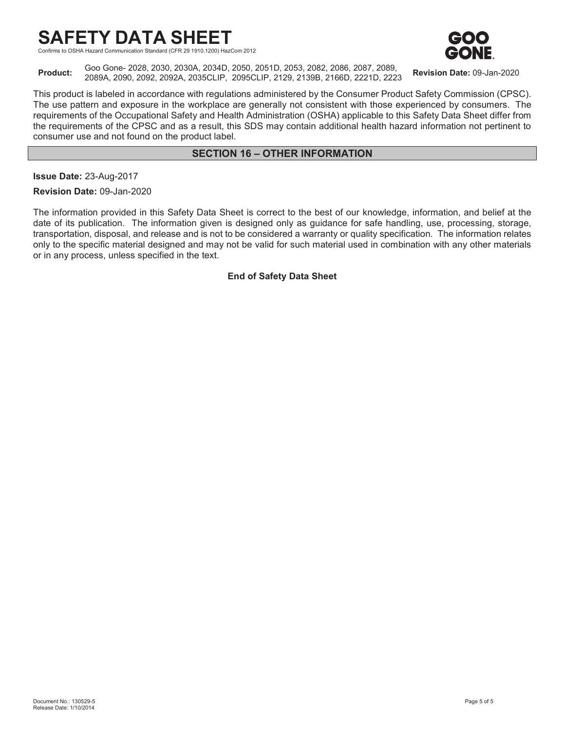# SAFETY DATA SHEET

Confirms to OSHA Hazard Communication Standard (CFR 29 1910.1200) HazCom 2012

**Product:** Goo Gone- 2028, 2030, 2030A, 2034D, 2050, 2051D, 2053, 2082, 2086, 2087, 2089, 2089A, 2090, 2092, 2092A, 2035CLIP, 2095CLIP, 2129, 2139B, 2166D, 2221D, 2223 **Revision Date:** 09-Jan-2020

This product is labeled in accordance with regulations administered by the Consumer Product Safety Commission (CPSC). The use pattern and exposure in the workplace are generally not consistent with those experienced by consumers. The requirements of the Occupational Safety and Health Administration (OSHA) applicable to this Safety Data Sheet differ from the requirements of the CPSC and as a result, this SDS may contain additional health hazard information not pertinent to consumer use and not found on the product label.

## SECTION 16 – OTHER INFORMATION

**Issue Date:** 23-Aug-2017

**Revision Date:** 09-Jan-2020

The information provided in this Safety Data Sheet is correct to the best of our knowledge, information, and belief at the date of its publication. The information given is designed only as guidance for safe handling, use, processing, storage, transportation, disposal, and release and is not to be considered a warranty or quality specification. The information relates only to the specific material designed and may not be valid for such material used in combination with any other materials or in any process, unless specified in the text.

**End of Safety Data Sheet**

Document No.: 130529-5
Release Date: 1/10/2014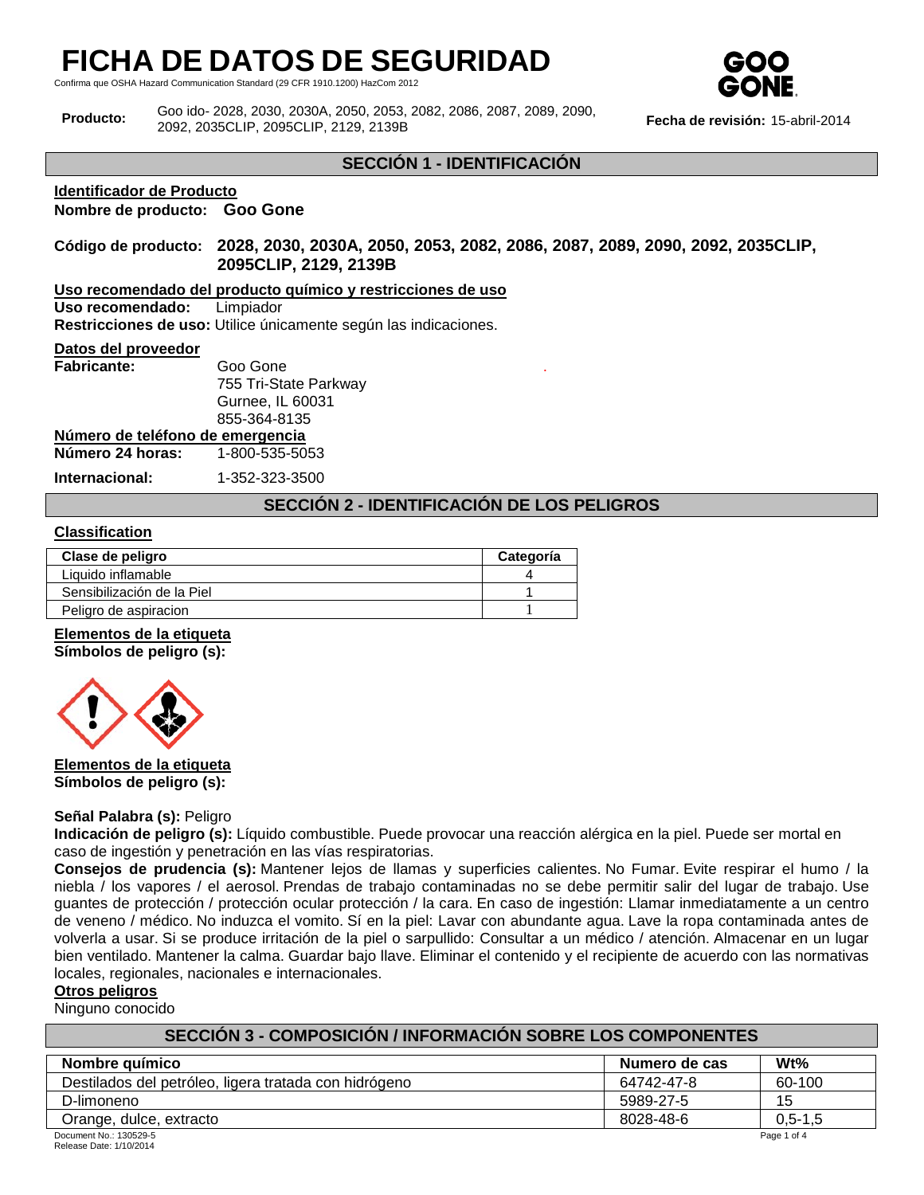# FICHA DE DATOS DE SEGURIDAD

Confirma que OSHA Hazard Communication Standard (29 CFR 1910.1200) HazCom 2012

**Producto:** Goo ido- 2028, 2030, 2030A, 2050, 2053, 2082, 2086, 2087, 2089, 2090, 2092, 2035CLIP, 2095CLIP, 2129, 2139B

**Fecha de revisión:** 15-abril-2014

## SECCIÓN 1 - IDENTIFICACIÓN

**Identificador de Producto**

**Nombre de producto:** **Goo Gone**

**Código de producto:** **2028, 2030, 2030A, 2050, 2053, 2082, 2086, 2087, 2089, 2090, 2092, 2035CLIP, 2095CLIP, 2129, 2139B**

**Uso recomendado del producto químico y restricciones de uso**

**Uso recomendado:** Limpiador

**Restricciones de uso:** Utilice únicamente según las indicaciones.

**Datos del proveedor**

**Fabricante:** Goo Gone
755 Tri-State Parkway
Gurnee, IL 60031
855-364-8135

**Número de teléfono de emergencia**

**Número 24 horas:** 1-800-535-5053

**Internacional:** 1-352-323-3500

## SECCIÓN 2 - IDENTIFICACIÓN DE LOS PELIGROS

**Classification**

| Clase de peligro | Categoría |
|---|---|
| Liquido inflamable | 4 |
| Sensibilización de la Piel | 1 |
| Peligro de aspiracion | 1 |

**Elementos de la etiqueta**

**Símbolos de peligro (s):**

**Elementos de la etiqueta**

**Símbolos de peligro (s):**

**Señal Palabra (s):** Peligro

**Indicación de peligro (s):** Líquido combustible. Puede provocar una reacción alérgica en la piel. Puede ser mortal en caso de ingestión y penetración en las vías respiratorias.

**Consejos de prudencia (s):** Mantener lejos de llamas y superficies calientes. No Fumar. Evite respirar el humo / la niebla / los vapores / el aerosol. Prendas de trabajo contaminadas no se debe permitir salir del lugar de trabajo. Use guantes de protección / protección ocular protección / la cara. En caso de ingestión: Llamar inmediatamente a un centro de veneno / médico. No induzca el vomito. Sí en la piel: Lavar con abundante agua. Lave la ropa contaminada antes de volverla a usar. Si se produce irritación de la piel o sarpullido: Consultar a un médico / atención. Almacenar en un lugar bien ventilado. Mantener la calma. Guardar bajo llave. Eliminar el contenido y el recipiente de acuerdo con las normativas locales, regionales, nacionales e internacionales.

**Otros peligros**

Ninguno conocido

## SECCIÓN 3 - COMPOSICIÓN / INFORMACIÓN SOBRE LOS COMPONENTES

| Nombre químico | Numero de cas | Wt% |
|---|---|---|
| Destilados del petróleo, ligera tratada con hidrógeno | 64742-47-8 | 60-100 |
| D-limoneno | 5989-27-5 | 15 |
| Orange, dulce, extracto | 8028-48-6 | 0,5-1,5 |

Document No.: 130529-5
Release Date: 1/10/2014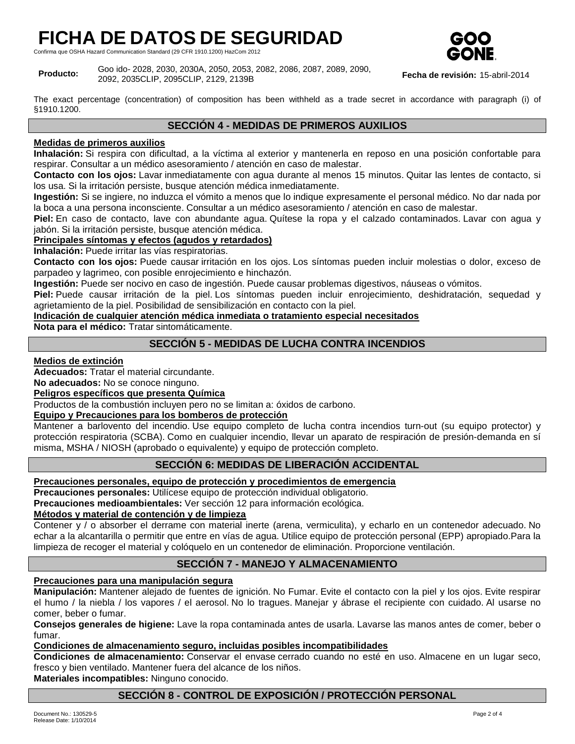# FICHA DE DATOS DE SEGURIDAD

Confirma que OSHA Hazard Communication Standard (29 CFR 1910.1200) HazCom 2012

**Producto:** Goo ido- 2028, 2030, 2030A, 2050, 2053, 2082, 2086, 2087, 2089, 2090, 2092, 2035CLIP, 2095CLIP, 2129, 2139B

**Fecha de revisión:** 15-abril-2014

The exact percentage (concentration) of composition has been withheld as a trade secret in accordance with paragraph (i) of §1910.1200.

## SECCIÓN 4 - MEDIDAS DE PRIMEROS AUXILIOS

**Medidas de primeros auxilios**

**Inhalación:** Si respira con dificultad, a la víctima al exterior y mantenerla en reposo en una posición confortable para respirar. Consultar a un médico asesoramiento / atención en caso de malestar.

**Contacto con los ojos:** Lavar inmediatamente con agua durante al menos 15 minutos. Quitar las lentes de contacto, si los usa. Si la irritación persiste, busque atención médica inmediatamente.

**Ingestión:** Si se ingiere, no induzca el vómito a menos que lo indique expresamente el personal médico. No dar nada por la boca a una persona inconsciente. Consultar a un médico asesoramiento / atención en caso de malestar.

**Piel:** En caso de contacto, lave con abundante agua. Quítese la ropa y el calzado contaminados. Lavar con agua y jabón. Si la irritación persiste, busque atención médica.

**Principales síntomas y efectos (agudos y retardados)**

**Inhalación:** Puede irritar las vías respiratorias.

**Contacto con los ojos:** Puede causar irritación en los ojos. Los síntomas pueden incluir molestias o dolor, exceso de parpadeo y lagrimeo, con posible enrojecimiento e hinchazón.

**Ingestión:** Puede ser nocivo en caso de ingestión. Puede causar problemas digestivos, náuseas o vómitos.

**Piel:** Puede causar irritación de la piel. Los síntomas pueden incluir enrojecimiento, deshidratación, sequedad y agrietamiento de la piel. Posibilidad de sensibilización en contacto con la piel.

**Indicación de cualquier atención médica inmediata o tratamiento especial necesitados**

**Nota para el médico:** Tratar sintomáticamente.

## SECCIÓN 5 - MEDIDAS DE LUCHA CONTRA INCENDIOS

**Medios de extinción**

**Adecuados:** Tratar el material circundante.

**No adecuados:** No se conoce ninguno.

**Peligros específicos que presenta Química**

Productos de la combustión incluyen pero no se limitan a: óxidos de carbono.

**Equipo y Precauciones para los bomberos de protección**

Mantener a barlovento del incendio. Use equipo completo de lucha contra incendios turn-out (su equipo protector) y protección respiratoria (SCBA). Como en cualquier incendio, llevar un aparato de respiración de presión-demanda en sí misma, MSHA / NIOSH (aprobado o equivalente) y equipo de protección completo.

## SECCIÓN 6: MEDIDAS DE LIBERACIÓN ACCIDENTAL

**Precauciones personales, equipo de protección y procedimientos de emergencia**

**Precauciones personales:** Utilícese equipo de protección individual obligatorio.

**Precauciones medioambientales:** Ver sección 12 para información ecológica.

**Métodos y material de contención y de limpieza**

Contener y / o absorber el derrame con material inerte (arena, vermiculita), y echarlo en un contenedor adecuado. No echar a la alcantarilla o permitir que entre en vías de agua. Utilice equipo de protección personal (EPP) apropiado.Para la limpieza de recoger el material y colóquelo en un contenedor de eliminación. Proporcione ventilación.

## SECCIÓN 7 - MANEJO Y ALMACENAMIENTO

**Precauciones para una manipulación segura**

**Manipulación:** Mantener alejado de fuentes de ignición. No Fumar. Evite el contacto con la piel y los ojos. Evite respirar el humo / la niebla / los vapores / el aerosol. No lo tragues. Manejar y ábrase el recipiente con cuidado. Al usarse no comer, beber o fumar.

**Consejos generales de higiene:** Lave la ropa contaminada antes de usarla. Lavarse las manos antes de comer, beber o fumar.

**Condiciones de almacenamiento seguro, incluidas posibles incompatibilidades**

**Condiciones de almacenamiento:** Conservar el envase cerrado cuando no esté en uso. Almacene en un lugar seco, fresco y bien ventilado. Mantener fuera del alcance de los niños.

**Materiales incompatibles:** Ninguno conocido.

## SECCIÓN 8 - CONTROL DE EXPOSICIÓN / PROTECCIÓN PERSONAL

Document No.: 130529-5
Release Date: 1/10/2014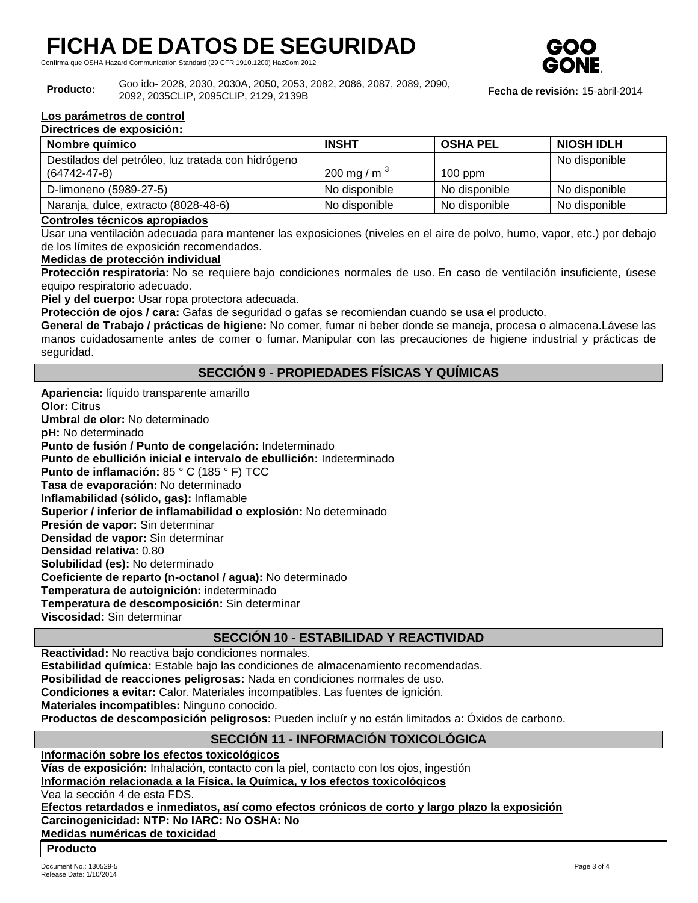# FICHA DE DATOS DE SEGURIDAD

Confirma que OSHA Hazard Communication Standard (29 CFR 1910.1200) HazCom 2012

**Producto:** Goo ido- 2028, 2030, 2030A, 2050, 2053, 2082, 2086, 2087, 2089, 2090, 2092, 2035CLIP, 2095CLIP, 2129, 2139B

**Fecha de revisión:** 15-abril-2014

**Los parámetros de control**

**Directrices de exposición:**

| Nombre químico | INSHT | OSHA PEL | NIOSH IDLH |
|---|---|---|---|
| Destilados del petróleo, luz tratada con hidrógeno (64742-47-8) | 200 mg / m $^3$ | 100 ppm | No disponible |
| D-limoneno (5989-27-5) | No disponible | No disponible | No disponible |
| Naranja, dulce, extracto (8028-48-6) | No disponible | No disponible | No disponible |

**Controles técnicos apropiados**

Usar una ventilación adecuada para mantener las exposiciones (niveles en el aire de polvo, humo, vapor, etc.) por debajo de los límites de exposición recomendados.

**Medidas de protección individual**

**Protección respiratoria:** No se requiere bajo condiciones normales de uso. En caso de ventilación insuficiente, úsese equipo respiratorio adecuado.

**Piel y del cuerpo:** Usar ropa protectora adecuada.

**Protección de ojos / cara:** Gafas de seguridad o gafas se recomiendan cuando se usa el producto.

**General de Trabajo / prácticas de higiene:** No comer, fumar ni beber donde se maneja, procesa o almacena.Lávese las manos cuidadosamente antes de comer o fumar. Manipular con las precauciones de higiene industrial y prácticas de seguridad.

## SECCIÓN 9 - PROPIEDADES FÍSICAS Y QUÍMICAS

**Apariencia:** líquido transparente amarillo
**Olor:** Citrus
**Umbral de olor:** No determinado
**pH:** No determinado
**Punto de fusión / Punto de congelación:** Indeterminado
**Punto de ebullición inicial e intervalo de ebullición:** Indeterminado
**Punto de inflamación:** 85 ° C (185 ° F) TCC
**Tasa de evaporación:** No determinado
**Inflamabilidad (sólido, gas):** Inflamable
**Superior / inferior de inflamabilidad o explosión:** No determinado
**Presión de vapor:** Sin determinar
**Densidad de vapor:** Sin determinar
**Densidad relativa:** 0.80
**Solubilidad (es):** No determinado
**Coeficiente de reparto (n-octanol / agua):** No determinado
**Temperatura de autoignición:** indeterminado
**Temperatura de descomposición:** Sin determinar
**Viscosidad:** Sin determinar

## SECCIÓN 10 - ESTABILIDAD Y REACTIVIDAD

**Reactividad:** No reactiva bajo condiciones normales.
**Estabilidad química:** Estable bajo las condiciones de almacenamiento recomendadas.
**Posibilidad de reacciones peligrosas:** Nada en condiciones normales de uso.
**Condiciones a evitar:** Calor. Materiales incompatibles. Las fuentes de ignición.
**Materiales incompatibles:** Ninguno conocido.
**Productos de descomposición peligrosos:** Pueden incluír y no están limitados a: Óxidos de carbono.

## SECCIÓN 11 - INFORMACIÓN TOXICOLÓGICA

**Información sobre los efectos toxicológicos**

**Vías de exposición:** Inhalación, contacto con la piel, contacto con los ojos, ingestión

**Información relacionada a la Física, la Química, y los efectos toxicológicos**

Vea la sección 4 de esta FDS.

**Efectos retardados e inmediatos, así como efectos crónicos de corto y largo plazo la exposición**

**Carcinogenicidad: NTP: No IARC: No OSHA: No**

**Medidas numéricas de toxicidad**

| Producto |
|---|

Document No.: 130529-5
Release Date: 1/10/2014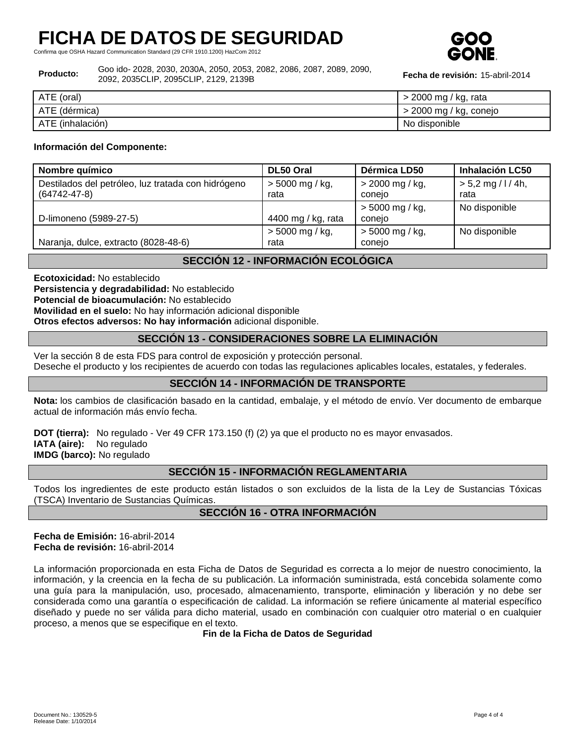| | |
|---|---|
| ATE (oral) | > 2000 mg / kg, rata |
| ATE (dérmica) | > 2000 mg / kg, conejo |
| ATE (inhalación) | No disponible |

**Información del Componente:**

| Nombre químico | DL50 Oral | Dérmica LD50 | Inhalación LC50 |
|---|---|---|---|
| Destilados del petróleo, luz tratada con hidrógeno (64742-47-8) | > 5000 mg / kg, rata | > 2000 mg / kg, conejo | > 5,2 mg / l / 4h, rata |
| D-limoneno (5989-27-5) | 4400 mg / kg, rata | > 5000 mg / kg, conejo | No disponible |
| Naranja, dulce, extracto (8028-48-6) | > 5000 mg / kg, rata | > 5000 mg / kg, conejo | No disponible |

## SECCIÓN 12 - INFORMACIÓN ECOLÓGICA

**Ecotoxicidad:** No establecido
**Persistencia y degradabilidad:** No establecido
**Potencial de bioacumulación:** No establecido
**Movilidad en el suelo:** No hay información adicional disponible
**Otros efectos adversos: No hay información** adicional disponible.

## SECCIÓN 13 - CONSIDERACIONES SOBRE LA ELIMINACIÓN

Ver la sección 8 de esta FDS para control de exposición y protección personal.
Deseche el producto y los recipientes de acuerdo con todas las regulaciones aplicables locales, estatales, y federales.

## SECCIÓN 14 - INFORMACIÓN DE TRANSPORTE

**Nota:** los cambios de clasificación basado en la cantidad, embalaje, y el método de envío. Ver documento de embarque actual de información más envío fecha.

**DOT (tierra):** No regulado - Ver 49 CFR 173.150 (f) (2) ya que el producto no es mayor envasados.
**IATA (aire):** No regulado
**IMDG (barco):** No regulado

## SECCIÓN 15 - INFORMACIÓN REGLAMENTARIA

Todos los ingredientes de este producto están listados o son excluidos de la lista de la Ley de Sustancias Tóxicas (TSCA) Inventario de Sustancias Químicas.

## SECCIÓN 16 - OTRA INFORMACIÓN

**Fecha de Emisión:** 16-abril-2014
**Fecha de revisión:** 16-abril-2014

La información proporcionada en esta Ficha de Datos de Seguridad es correcta a lo mejor de nuestro conocimiento, la información, y la creencia en la fecha de su publicación. La información suministrada, está concebida solamente como una guía para la manipulación, uso, procesado, almacenamiento, transporte, eliminación y liberación y no debe ser considerada como una garantía o especificación de calidad. La información se refiere únicamente al material específico diseñado y puede no ser válida para dicho material, usado en combinación con cualquier otro material o en cualquier proceso, a menos que se especifique en el texto.

**Fin de la Ficha de Datos de Seguridad**